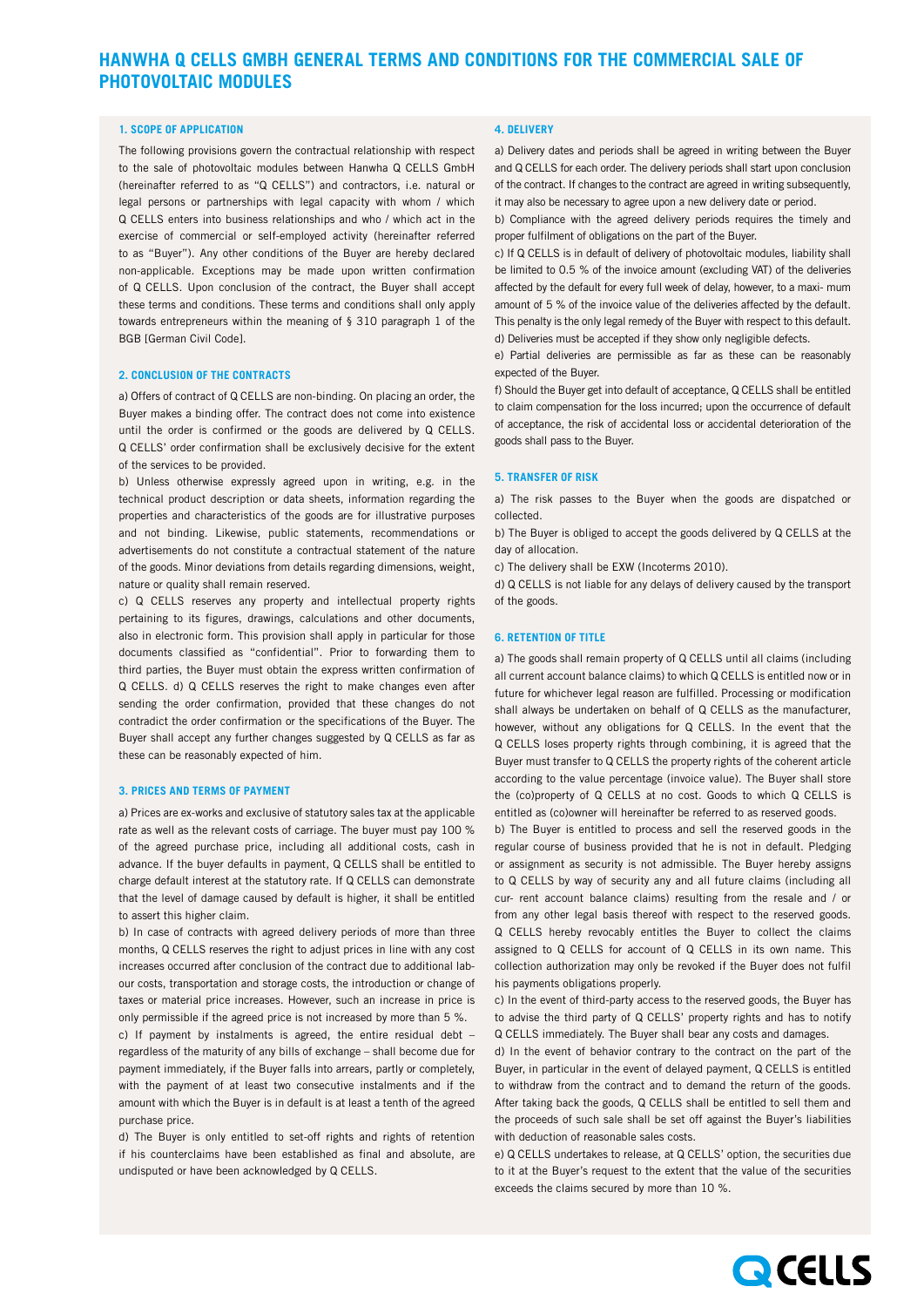# HANWHA Q CELLS GMBH GENERAL TERMS AND CONDITIONS FOR THE COMMERCIAL SALE OF PHOTOVOLTAIC MODULES

## 1. SCOPE OF APPLICATION

The following provisions govern the contractual relationship with respect to the sale of photovoltaic modules between Hanwha Q CELLS GmbH (hereinafter referred to as "Q CELLS") and contractors, i.e. natural or legal persons or partnerships with legal capacity with whom / which Q CELLS enters into business relationships and who / which act in the exercise of commercial or self-employed activity (hereinafter referred to as "Buyer"). Any other conditions of the Buyer are hereby declared non-applicable. Exceptions may be made upon written confirmation of Q CELLS. Upon conclusion of the contract, the Buyer shall accept these terms and conditions. These terms and conditions shall only apply towards entrepreneurs within the meaning of § 310 paragraph 1 of the BGB [German Civil Code].

## 2. CONCLUSION OF THE CONTRACTS

a) Offers of contract of Q CELLS are non-binding. On placing an order, the Buyer makes a binding offer. The contract does not come into existence until the order is confirmed or the goods are delivered by Q CELLS. Q CELLS' order confirmation shall be exclusively decisive for the extent of the services to be provided.

b) Unless otherwise expressly agreed upon in writing, e.g. in the technical product description or data sheets, information regarding the properties and characteristics of the goods are for illustrative purposes and not binding. Likewise, public statements, recommendations or advertisements do not constitute a contractual statement of the nature of the goods. Minor deviations from details regarding dimensions, weight, nature or quality shall remain reserved.

c) Q CELLS reserves any property and intellectual property rights pertaining to its figures, drawings, calculations and other documents, also in electronic form. This provision shall apply in particular for those documents classified as "confidential". Prior to forwarding them to third parties, the Buyer must obtain the express written confirmation of Q CELLS. d) Q CELLS reserves the right to make changes even after sending the order confirmation, provided that these changes do not contradict the order confirmation or the specifications of the Buyer. The Buyer shall accept any further changes suggested by Q CELLS as far as these can be reasonably expected of him.

## 3. PRICES AND TERMS OF PAYMENT

a) Prices are ex-works and exclusive of statutory sales tax at the applicable rate as well as the relevant costs of carriage. The buyer must pay 100 % of the agreed purchase price, including all additional costs, cash in advance. If the buyer defaults in payment, Q CELLS shall be entitled to charge default interest at the statutory rate. If Q CELLS can demonstrate that the level of damage caused by default is higher, it shall be entitled to assert this higher claim.

b) In case of contracts with agreed delivery periods of more than three months, Q CELLS reserves the right to adjust prices in line with any cost increases occurred after conclusion of the contract due to additional labour costs, transportation and storage costs, the introduction or change of taxes or material price increases. However, such an increase in price is only permissible if the agreed price is not increased by more than 5 %.

c) If payment by instalments is agreed, the entire residual debt – regardless of the maturity of any bills of exchange – shall become due for payment immediately, if the Buyer falls into arrears, partly or completely, with the payment of at least two consecutive instalments and if the amount with which the Buyer is in default is at least a tenth of the agreed purchase price.

d) The Buyer is only entitled to set-off rights and rights of retention if his counterclaims have been established as final and absolute, are undisputed or have been acknowledged by Q CELLS.

## 4. DELIVERY

a) Delivery dates and periods shall be agreed in writing between the Buyer and Q CELLS for each order. The delivery periods shall start upon conclusion of the contract. If changes to the contract are agreed in writing subsequently, it may also be necessary to agree upon a new delivery date or period.

b) Compliance with the agreed delivery periods requires the timely and proper fulfilment of obligations on the part of the Buyer.

c) If Q CELLS is in default of delivery of photovoltaic modules, liability shall be limited to 0.5 % of the invoice amount (excluding VAT) of the deliveries affected by the default for every full week of delay, however, to a maximum amount of 5 % of the invoice value of the deliveries affected by the default. This penalty is the only legal remedy of the Buyer with respect to this default.

d) Deliveries must be accepted if they show only negligible defects.

e) Partial deliveries are permissible as far as these can be reasonably expected of the Buyer.

f) Should the Buyer get into default of acceptance, Q CELLS shall be entitled to claim compensation for the loss incurred; upon the occurrence of default of acceptance, the risk of accidental loss or accidental deterioration of the goods shall pass to the Buyer.

## 5. TRANSFER OF RISK

a) The risk passes to the Buyer when the goods are dispatched or collected.

b) The Buyer is obliged to accept the goods delivered by Q CELLS at the day of allocation.

c) The delivery shall be EXW (Incoterms 2010).

d) Q CELLS is not liable for any delays of delivery caused by the transport of the goods.

## 6. RETENTION OF TITLE

a) The goods shall remain property of Q CELLS until all claims (including all current account balance claims) to which Q CELLS is entitled now or in future for whichever legal reason are fulfilled. Processing or modification shall always be undertaken on behalf of Q CELLS as the manufacturer, however, without any obligations for Q CELLS. In the event that the Q CELLS loses property rights through combining, it is agreed that the Buyer must transfer to Q CELLS the property rights of the coherent article according to the value percentage (invoice value). The Buyer shall store the (co)property of Q CELLS at no cost. Goods to which Q CELLS is entitled as (co)owner will hereinafter be referred to as reserved goods.

b) The Buyer is entitled to process and sell the reserved goods in the regular course of business provided that he is not in default. Pledging or assignment as security is not admissible. The Buyer hereby assigns to Q CELLS by way of security any and all future claims (including all current account balance claims) resulting from the resale and / or from any other legal basis thereof with respect to the reserved goods. Q CELLS hereby revocably entitles the Buyer to collect the claims assigned to Q CELLS for account of Q CELLS in its own name. This collection authorization may only be revoked if the Buyer does not fulfil his payments obligations properly.

c) In the event of third-party access to the reserved goods, the Buyer has to advise the third party of Q CELLS' property rights and has to notify Q CELLS immediately. The Buyer shall bear any costs and damages.

d) In the event of behavior contrary to the contract on the part of the Buyer, in particular in the event of delayed payment, Q CELLS is entitled to withdraw from the contract and to demand the return of the goods. After taking back the goods, Q CELLS shall be entitled to sell them and the proceeds of such sale shall be set off against the Buyer's liabilities with deduction of reasonable sales costs.

e) Q CELLS undertakes to release, at Q CELLS' option, the securities due to it at the Buyer's request to the extent that the value of the securities exceeds the claims secured by more than 10 %.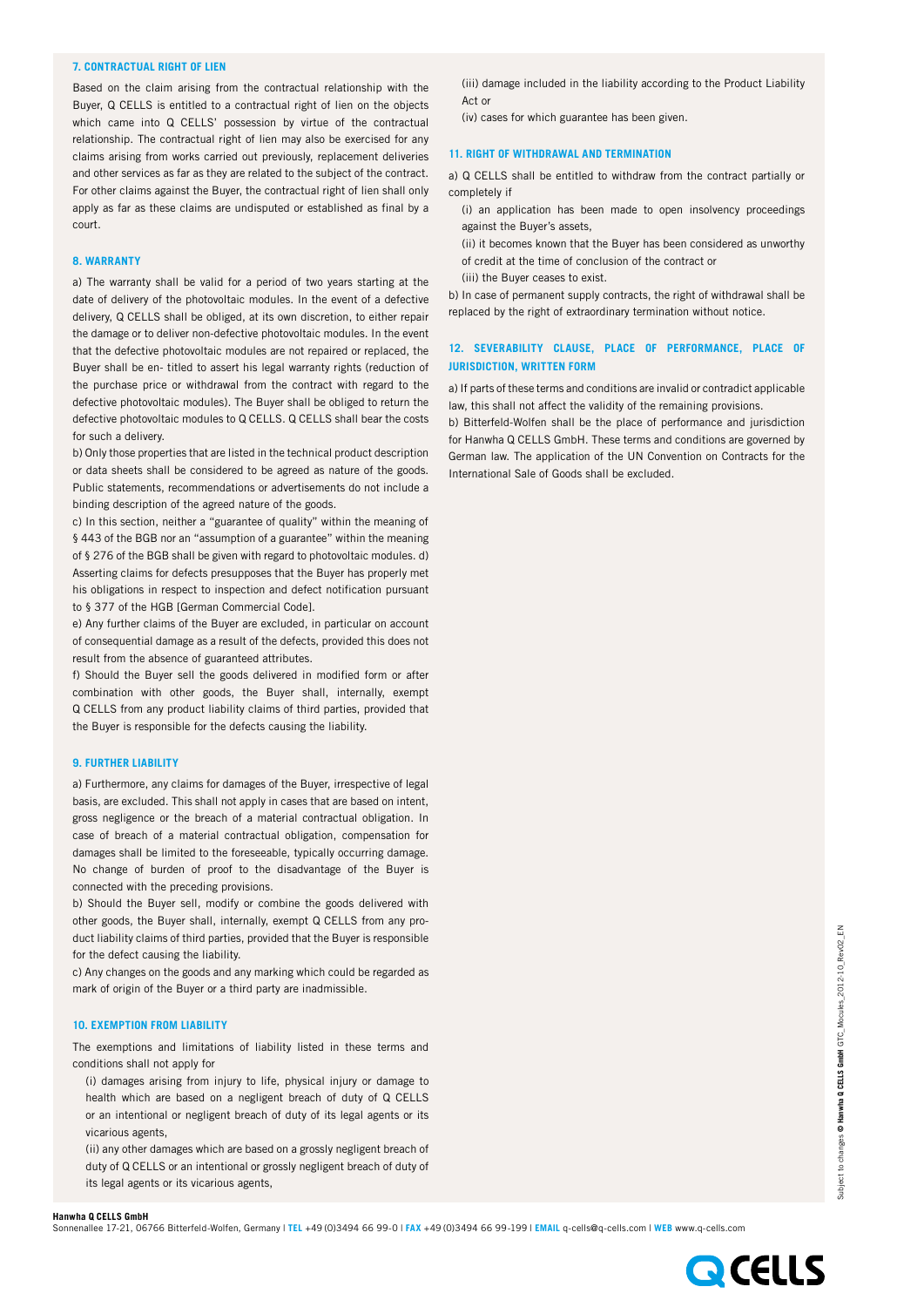### 7. CONTRACTUAL RIGHT OF LIEN

Based on the claim arising from the contractual relationship with the Buyer, Q CELLS is entitled to a contractual right of lien on the objects which came into Q CELLS' possession by virtue of the contractual relationship. The contractual right of lien may also be exercised for any claims arising from works carried out previously, replacement deliveries and other services as far as they are related to the subject of the contract. For other claims against the Buyer, the contractual right of lien shall only apply as far as these claims are undisputed or established as final by a court.

### 8. WARRANTY

a) The warranty shall be valid for a period of two years starting at the date of delivery of the photovoltaic modules. In the event of a defective delivery, Q CELLS shall be obliged, at its own discretion, to either repair the damage or to deliver non-defective photovoltaic modules. In the event that the defective photovoltaic modules are not repaired or replaced, the Buyer shall be en- titled to assert his legal warranty rights (reduction of the purchase price or withdrawal from the contract with regard to the defective photovoltaic modules). The Buyer shall be obliged to return the defective photovoltaic modules to Q CELLS. Q CELLS shall bear the costs for such a delivery.

b) Only those properties that are listed in the technical product description or data sheets shall be considered to be agreed as nature of the goods. Public statements, recommendations or advertisements do not include a binding description of the agreed nature of the goods.

c) In this section, neither a "guarantee of quality" within the meaning of § 443 of the BGB nor an "assumption of a guarantee" within the meaning of § 276 of the BGB shall be given with regard to photovoltaic modules. d) Asserting claims for defects presupposes that the Buyer has properly met his obligations in respect to inspection and defect notification pursuant to § 377 of the HGB [German Commercial Code].

e) Any further claims of the Buyer are excluded, in particular on account of consequential damage as a result of the defects, provided this does not result from the absence of guaranteed attributes.

f) Should the Buyer sell the goods delivered in modified form or after combination with other goods, the Buyer shall, internally, exempt Q CELLS from any product liability claims of third parties, provided that the Buyer is responsible for the defects causing the liability.

### 9. FURTHER LIABILITY

a) Furthermore, any claims for damages of the Buyer, irrespective of legal basis, are excluded. This shall not apply in cases that are based on intent, gross negligence or the breach of a material contractual obligation. In case of breach of a material contractual obligation, compensation for damages shall be limited to the foreseeable, typically occurring damage. No change of burden of proof to the disadvantage of the Buyer is connected with the preceding provisions.

b) Should the Buyer sell, modify or combine the goods delivered with other goods, the Buyer shall, internally, exempt Q CELLS from any product liability claims of third parties, provided that the Buyer is responsible for the defect causing the liability.

c) Any changes on the goods and any marking which could be regarded as mark of origin of the Buyer or a third party are inadmissible.

### 10. EXEMPTION FROM LIABILITY

The exemptions and limitations of liability listed in these terms and conditions shall not apply for

(i) damages arising from injury to life, physical injury or damage to health which are based on a negligent breach of duty of Q CELLS or an intentional or negligent breach of duty of its legal agents or its vicarious agents,

(ii) any other damages which are based on a grossly negligent breach of duty of Q CELLS or an intentional or grossly negligent breach of duty of its legal agents or its vicarious agents,

(iii) damage included in the liability according to the Product Liability Act or

(iv) cases for which guarantee has been given.

### 11. RIGHT OF WITHDRAWAL AND TERMINATION

a) Q CELLS shall be entitled to withdraw from the contract partially or completely if

(i) an application has been made to open insolvency proceedings against the Buyer's assets,

(ii) it becomes known that the Buyer has been considered as unworthy of credit at the time of conclusion of the contract or

(iii) the Buyer ceases to exist.

b) In case of permanent supply contracts, the right of withdrawal shall be replaced by the right of extraordinary termination without notice.

### 12. SEVERABILITY CLAUSE, PLACE OF PERFORMANCE, PLACE OF JURISDICTION, WRITTEN FORM

a) If parts of these terms and conditions are invalid or contradict applicable law, this shall not affect the validity of the remaining provisions.

b) Bitterfeld-Wolfen shall be the place of performance and jurisdiction for Hanwha Q CELLS GmbH. These terms and conditions are governed by German law. The application of the UN Convention on Contracts for the International Sale of Goods shall be excluded.

Subject to changes © Hanwha Q CELLS GmbH GTC_Modules_2012-10_Rev02_EN

**Hanwha Q CELLS GmbH**
Sonnenallee 17-21, 06766 Bitterfeld-Wolfen, Germany | **TEL** +49 (0)3494 66 99-0 | **FAX** +49 (0)3494 66 99-199 | **EMAIL** q-cells@q-cells.com | **WEB** www.q-cells.com

Q CELLS